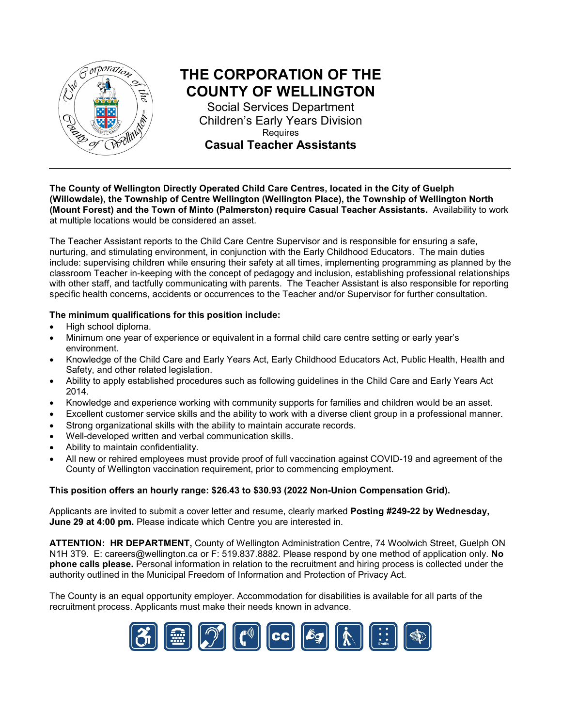# THE CORPORATION OF THE COUNTY OF WELLINGTON

Social Services Department
Children's Early Years Division
Requires

## Casual Teacher Assistants

---

**The County of Wellington Directly Operated Child Care Centres, located in the City of Guelph (Willowdale), the Township of Centre Wellington (Wellington Place), the Township of Wellington North (Mount Forest) and the Town of Minto (Palmerston) require Casual Teacher Assistants.** Availability to work at multiple locations would be considered an asset.

The Teacher Assistant reports to the Child Care Centre Supervisor and is responsible for ensuring a safe, nurturing, and stimulating environment, in conjunction with the Early Childhood Educators. The main duties include: supervising children while ensuring their safety at all times, implementing programming as planned by the classroom Teacher in-keeping with the concept of pedagogy and inclusion, establishing professional relationships with other staff, and tactfully communicating with parents. The Teacher Assistant is also responsible for reporting specific health concerns, accidents or occurrences to the Teacher and/or Supervisor for further consultation.

**The minimum qualifications for this position include:**

- High school diploma.
- Minimum one year of experience or equivalent in a formal child care centre setting or early year's environment.
- Knowledge of the Child Care and Early Years Act, Early Childhood Educators Act, Public Health, Health and Safety, and other related legislation.
- Ability to apply established procedures such as following guidelines in the Child Care and Early Years Act 2014.
- Knowledge and experience working with community supports for families and children would be an asset.
- Excellent customer service skills and the ability to work with a diverse client group in a professional manner.
- Strong organizational skills with the ability to maintain accurate records.
- Well-developed written and verbal communication skills.
- Ability to maintain confidentiality.
- All new or rehired employees must provide proof of full vaccination against COVID-19 and agreement of the County of Wellington vaccination requirement, prior to commencing employment.

**This position offers an hourly range: $26.43 to $30.93 (2022 Non-Union Compensation Grid).**

Applicants are invited to submit a cover letter and resume, clearly marked **Posting #249-22 by Wednesday, June 29 at 4:00 pm.** Please indicate which Centre you are interested in.

**ATTENTION: HR DEPARTMENT,** County of Wellington Administration Centre, 74 Woolwich Street, Guelph ON N1H 3T9. E: careers@wellington.ca or F: 519.837.8882. Please respond by one method of application only. **No phone calls please.** Personal information in relation to the recruitment and hiring process is collected under the authority outlined in the Municipal Freedom of Information and Protection of Privacy Act.

The County is an equal opportunity employer. Accommodation for disabilities is available for all parts of the recruitment process. Applicants must make their needs known in advance.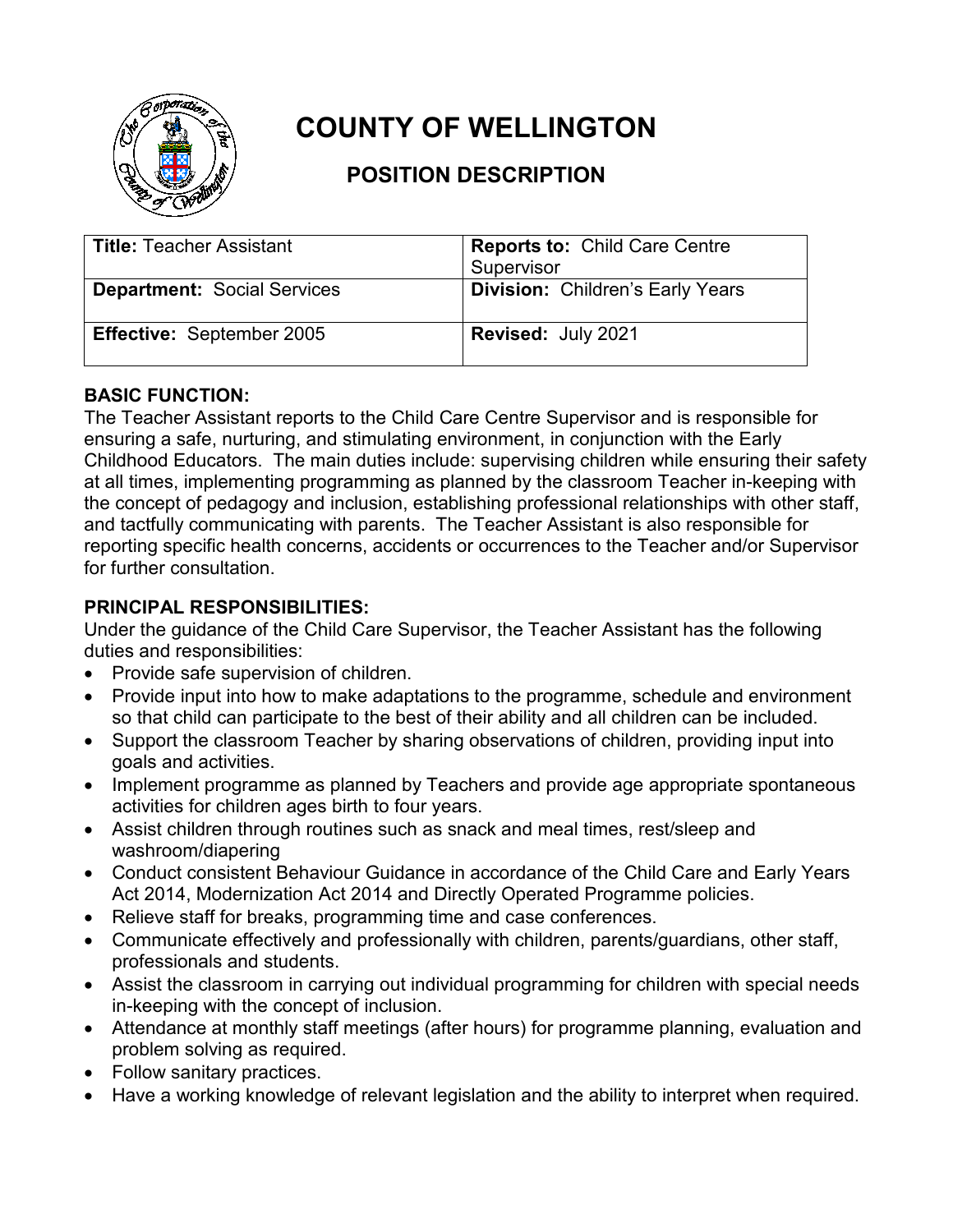# COUNTY OF WELLINGTON

## POSITION DESCRIPTION

| **Title:** Teacher Assistant | **Reports to:** Child Care Centre Supervisor |
|---|---|
| **Department:** Social Services | **Division:** Children's Early Years |
| **Effective:** September 2005 | **Revised:** July 2021 |

**BASIC FUNCTION:**

The Teacher Assistant reports to the Child Care Centre Supervisor and is responsible for ensuring a safe, nurturing, and stimulating environment, in conjunction with the Early Childhood Educators. The main duties include: supervising children while ensuring their safety at all times, implementing programming as planned by the classroom Teacher in-keeping with the concept of pedagogy and inclusion, establishing professional relationships with other staff, and tactfully communicating with parents. The Teacher Assistant is also responsible for reporting specific health concerns, accidents or occurrences to the Teacher and/or Supervisor for further consultation.

**PRINCIPAL RESPONSIBILITIES:**

Under the guidance of the Child Care Supervisor, the Teacher Assistant has the following duties and responsibilities:

- Provide safe supervision of children.
- Provide input into how to make adaptations to the programme, schedule and environment so that child can participate to the best of their ability and all children can be included.
- Support the classroom Teacher by sharing observations of children, providing input into goals and activities.
- Implement programme as planned by Teachers and provide age appropriate spontaneous activities for children ages birth to four years.
- Assist children through routines such as snack and meal times, rest/sleep and washroom/diapering
- Conduct consistent Behaviour Guidance in accordance of the Child Care and Early Years Act 2014, Modernization Act 2014 and Directly Operated Programme policies.
- Relieve staff for breaks, programming time and case conferences.
- Communicate effectively and professionally with children, parents/guardians, other staff, professionals and students.
- Assist the classroom in carrying out individual programming for children with special needs in-keeping with the concept of inclusion.
- Attendance at monthly staff meetings (after hours) for programme planning, evaluation and problem solving as required.
- Follow sanitary practices.
- Have a working knowledge of relevant legislation and the ability to interpret when required.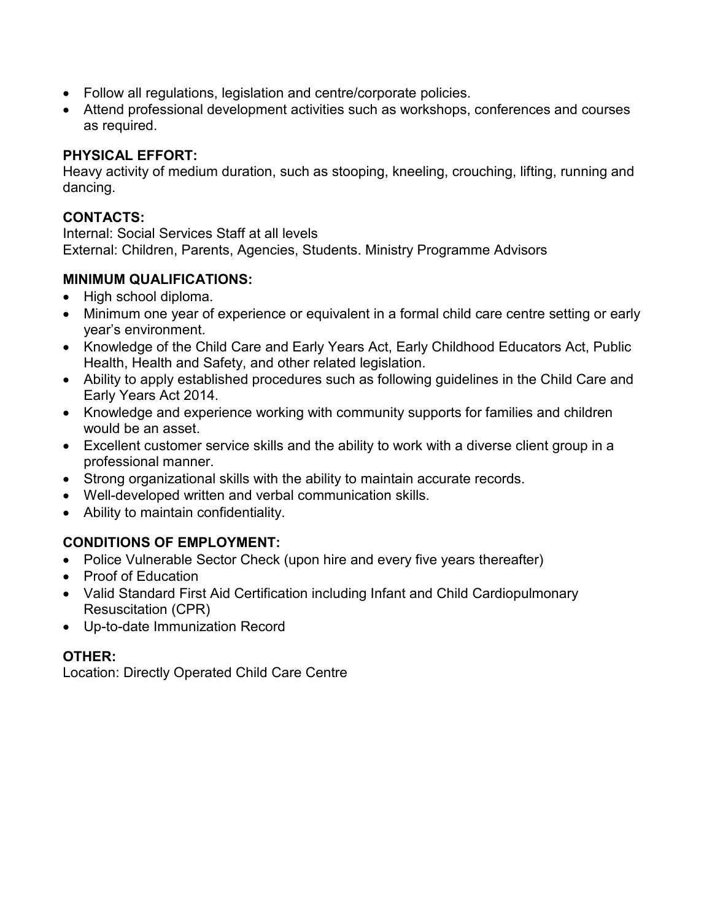- Follow all regulations, legislation and centre/corporate policies.
- Attend professional development activities such as workshops, conferences and courses as required.

**PHYSICAL EFFORT:**
Heavy activity of medium duration, such as stooping, kneeling, crouching, lifting, running and dancing.

**CONTACTS:**
Internal: Social Services Staff at all levels
External: Children, Parents, Agencies, Students. Ministry Programme Advisors

**MINIMUM QUALIFICATIONS:**

- High school diploma.
- Minimum one year of experience or equivalent in a formal child care centre setting or early year's environment.
- Knowledge of the Child Care and Early Years Act, Early Childhood Educators Act, Public Health, Health and Safety, and other related legislation.
- Ability to apply established procedures such as following guidelines in the Child Care and Early Years Act 2014.
- Knowledge and experience working with community supports for families and children would be an asset.
- Excellent customer service skills and the ability to work with a diverse client group in a professional manner.
- Strong organizational skills with the ability to maintain accurate records.
- Well-developed written and verbal communication skills.
- Ability to maintain confidentiality.

**CONDITIONS OF EMPLOYMENT:**

- Police Vulnerable Sector Check (upon hire and every five years thereafter)
- Proof of Education
- Valid Standard First Aid Certification including Infant and Child Cardiopulmonary Resuscitation (CPR)
- Up-to-date Immunization Record

**OTHER:**
Location: Directly Operated Child Care Centre